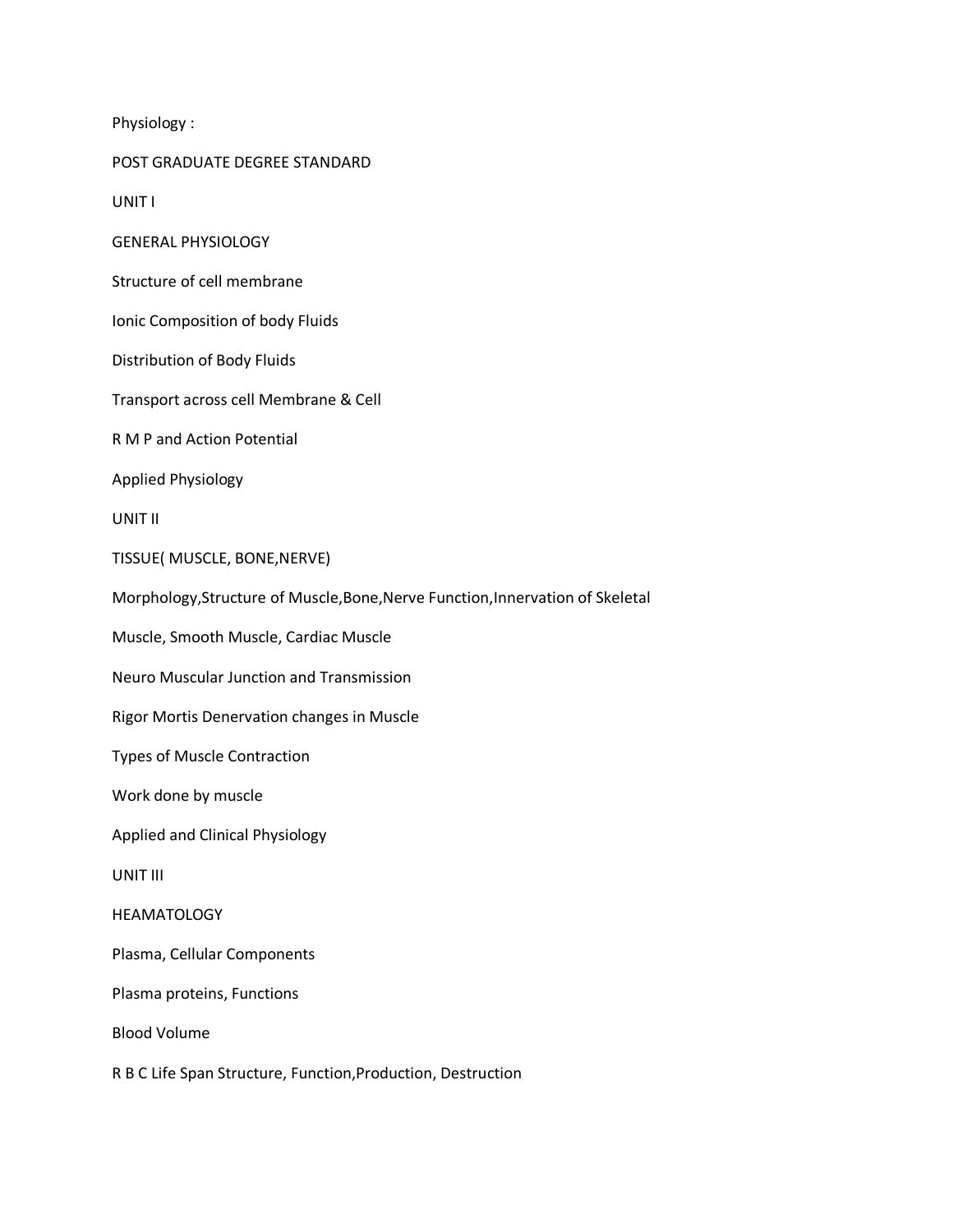Physiology :

POST GRADUATE DEGREE STANDARD

## UNIT I

### GENERAL PHYSIOLOGY

Structure of cell membrane

Ionic Composition of body Fluids

Distribution of Body Fluids

Transport across cell Membrane & Cell

R M P and Action Potential

Applied Physiology

## UNIT II

### TISSUE( MUSCLE, BONE,NERVE)

Morphology,Structure of Muscle,Bone,Nerve Function,Innervation of Skeletal Muscle, Smooth Muscle, Cardiac Muscle

Neuro Muscular Junction and Transmission

Rigor Mortis Denervation changes in Muscle

Types of Muscle Contraction

Work done by muscle

Applied and Clinical Physiology

## UNIT III

### HEAMATOLOGY

Plasma, Cellular Components

Plasma proteins, Functions

Blood Volume

R B C Life Span Structure, Function,Production, Destruction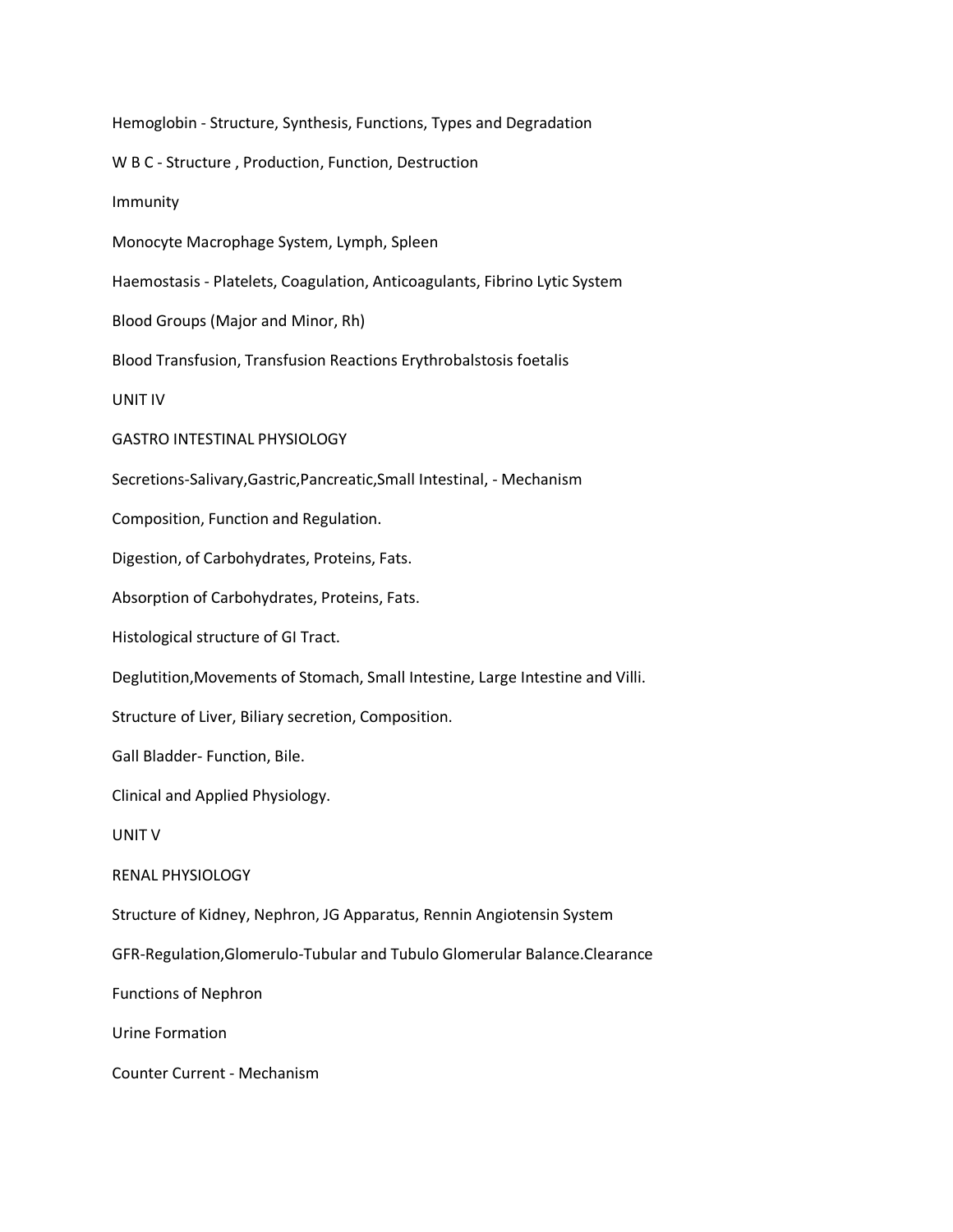Hemoglobin - Structure, Synthesis, Functions, Types and Degradation

W B C - Structure , Production, Function, Destruction

Immunity

Monocyte Macrophage System, Lymph, Spleen

Haemostasis - Platelets, Coagulation, Anticoagulants, Fibrino Lytic System

Blood Groups (Major and Minor, Rh)

Blood Transfusion, Transfusion Reactions Erythrobalstosis foetalis

## UNIT IV

### GASTRO INTESTINAL PHYSIOLOGY

Secretions-Salivary,Gastric,Pancreatic,Small Intestinal, - Mechanism

Composition, Function and Regulation.

Digestion, of Carbohydrates, Proteins, Fats.

Absorption of Carbohydrates, Proteins, Fats.

Histological structure of GI Tract.

Deglutition,Movements of Stomach, Small Intestine, Large Intestine and Villi.

Structure of Liver, Biliary secretion, Composition.

Gall Bladder- Function, Bile.

Clinical and Applied Physiology.

## UNIT V

### RENAL PHYSIOLOGY

Structure of Kidney, Nephron, JG Apparatus, Rennin Angiotensin System

GFR-Regulation,Glomerulo-Tubular and Tubulo Glomerular Balance.Clearance

Functions of Nephron

Urine Formation

Counter Current - Mechanism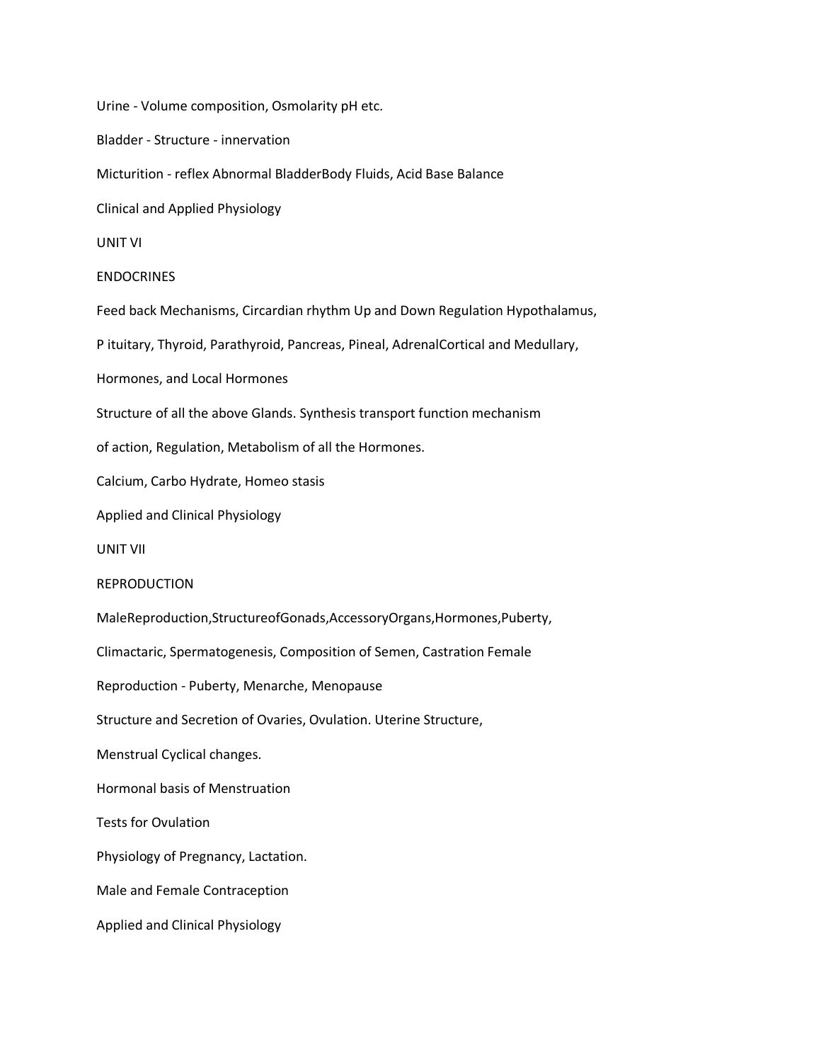Urine - Volume composition, Osmolarity pH etc.

Bladder - Structure - innervation

Micturition - reflex Abnormal BladderBody Fluids, Acid Base Balance

Clinical and Applied Physiology

## UNIT VI

## ENDOCRINES

Feed back Mechanisms, Circardian rhythm Up and Down Regulation Hypothalamus,

P ituitary, Thyroid, Parathyroid, Pancreas, Pineal, AdrenalCortical and Medullary,

Hormones, and Local Hormones

Structure of all the above Glands. Synthesis transport function mechanism

of action, Regulation, Metabolism of all the Hormones.

Calcium, Carbo Hydrate, Homeo stasis

Applied and Clinical Physiology

## UNIT VII

## REPRODUCTION

MaleReproduction,StructureofGonads,AccessoryOrgans,Hormones,Puberty,

Climactaric, Spermatogenesis, Composition of Semen, Castration Female

Reproduction - Puberty, Menarche, Menopause

Structure and Secretion of Ovaries, Ovulation. Uterine Structure,

Menstrual Cyclical changes.

Hormonal basis of Menstruation

Tests for Ovulation

Physiology of Pregnancy, Lactation.

Male and Female Contraception

Applied and Clinical Physiology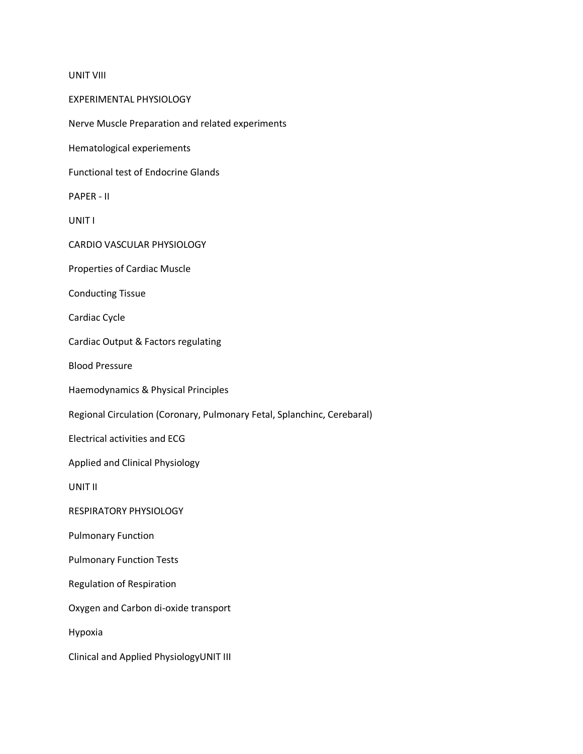UNIT VIII

EXPERIMENTAL PHYSIOLOGY

Nerve Muscle Preparation and related experiments

Hematological experiements

Functional test of Endocrine Glands

PAPER - II

UNIT I

CARDIO VASCULAR PHYSIOLOGY

Properties of Cardiac Muscle

Conducting Tissue

Cardiac Cycle

Cardiac Output & Factors regulating

Blood Pressure

Haemodynamics & Physical Principles

Regional Circulation (Coronary, Pulmonary Fetal, Splanchinc, Cerebaral)

Electrical activities and ECG

Applied and Clinical Physiology

UNIT II

RESPIRATORY PHYSIOLOGY

Pulmonary Function

Pulmonary Function Tests

Regulation of Respiration

Oxygen and Carbon di-oxide transport

Hypoxia

Clinical and Applied PhysiologyUNIT III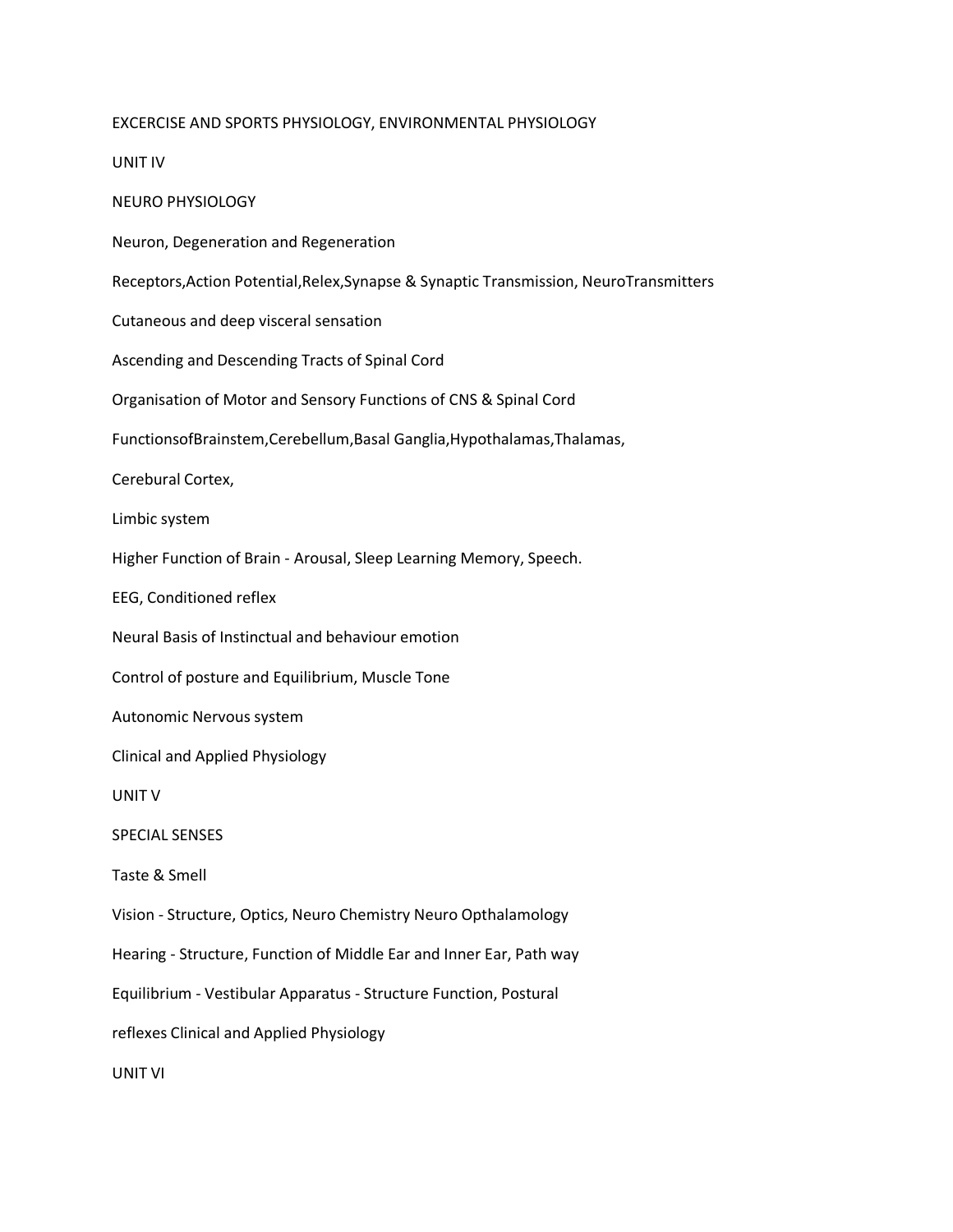EXCERCISE AND SPORTS PHYSIOLOGY, ENVIRONMENTAL PHYSIOLOGY

## UNIT IV

### NEURO PHYSIOLOGY

Neuron, Degeneration and Regeneration

Receptors,Action Potential,Relex,Synapse & Synaptic Transmission, NeuroTransmitters

Cutaneous and deep visceral sensation

Ascending and Descending Tracts of Spinal Cord

Organisation of Motor and Sensory Functions of CNS & Spinal Cord

FunctionsofBrainstem,Cerebellum,Basal Ganglia,Hypothalamas,Thalamas,

Cerebural Cortex,

Limbic system

Higher Function of Brain - Arousal, Sleep Learning Memory, Speech.

EEG, Conditioned reflex

Neural Basis of Instinctual and behaviour emotion

Control of posture and Equilibrium, Muscle Tone

Autonomic Nervous system

Clinical and Applied Physiology

## UNIT V

### SPECIAL SENSES

Taste & Smell

Vision - Structure, Optics, Neuro Chemistry Neuro Opthalamology

Hearing - Structure, Function of Middle Ear and Inner Ear, Path way

Equilibrium - Vestibular Apparatus - Structure Function, Postural

reflexes Clinical and Applied Physiology

## UNIT VI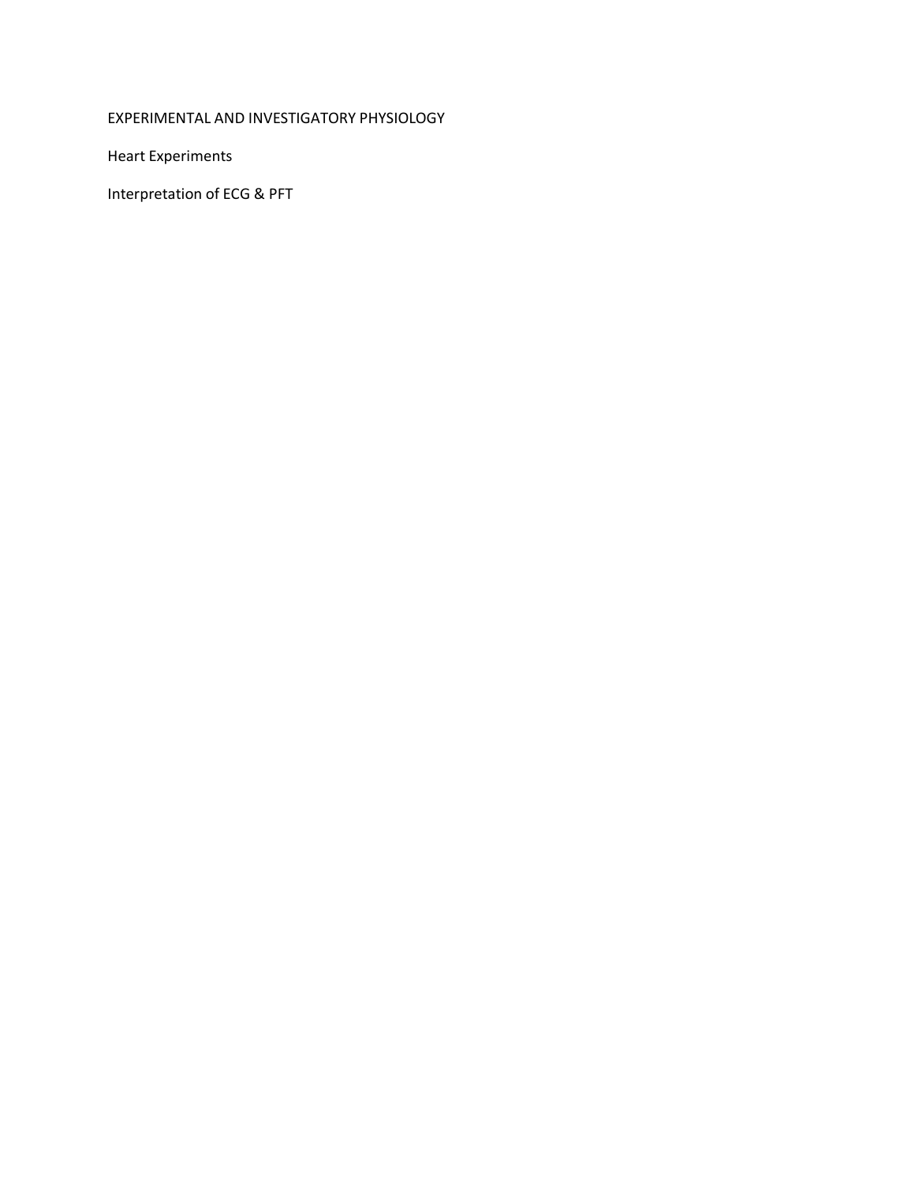EXPERIMENTAL AND INVESTIGATORY PHYSIOLOGY

Heart Experiments

Interpretation of ECG & PFT